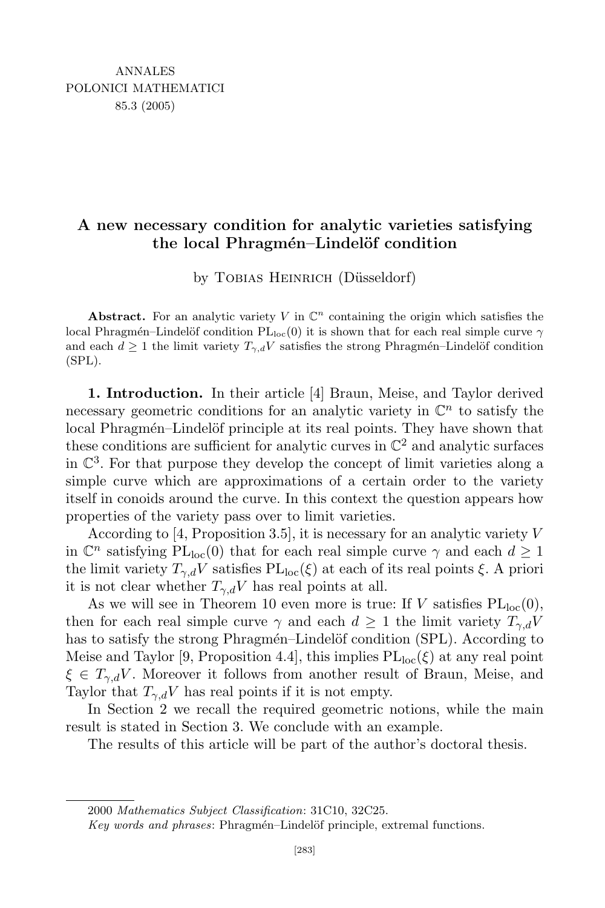# A new necessary condition for analytic varieties satisfying the local Phragmén–Lindelöf condition

by Tobias Heinrich (Düsseldorf)

**Abstract.** For an analytic variety $V$ in $\mathbb{C}^n$ containing the origin which satisfies the local Phragmén–Lindelöf condition $\mathrm{PL}_{\mathrm{loc}}(0)$ it is shown that for each real simple curve $\gamma$ and each $d \geq 1$ the limit variety $T_{\gamma,d}V$ satisfies the strong Phragmén–Lindelöf condition (SPL).

**1. Introduction.** In their article [4] Braun, Meise, and Taylor derived necessary geometric conditions for an analytic variety in $\mathbb{C}^n$ to satisfy the local Phragmén–Lindelöf principle at its real points. They have shown that these conditions are sufficient for analytic curves in $\mathbb{C}^2$ and analytic surfaces in $\mathbb{C}^3$. For that purpose they develop the concept of limit varieties along a simple curve which are approximations of a certain order to the variety itself in conoids around the curve. In this context the question appears how properties of the variety pass over to limit varieties.

According to [4, Proposition 3.5], it is necessary for an analytic variety $V$ in $\mathbb{C}^n$ satisfying $\mathrm{PL}_{\mathrm{loc}}(0)$ that for each real simple curve $\gamma$ and each $d \geq 1$ the limit variety $T_{\gamma,d}V$ satisfies $\mathrm{PL}_{\mathrm{loc}}(\xi)$ at each of its real points $\xi$. A priori it is not clear whether $T_{\gamma,d}V$ has real points at all.

As we will see in Theorem 10 even more is true: If $V$ satisfies $\mathrm{PL}_{\mathrm{loc}}(0)$, then for each real simple curve $\gamma$ and each $d \geq 1$ the limit variety $T_{\gamma,d}V$ has to satisfy the strong Phragmén–Lindelöf condition (SPL). According to Meise and Taylor [9, Proposition 4.4], this implies $\mathrm{PL}_{\mathrm{loc}}(\xi)$ at any real point $\xi \in T_{\gamma,d}V$. Moreover it follows from another result of Braun, Meise, and Taylor that $T_{\gamma,d}V$ has real points if it is not empty.

In Section 2 we recall the required geometric notions, while the main result is stated in Section 3. We conclude with an example.

The results of this article will be part of the author's doctoral thesis.

---

2000 *Mathematics Subject Classification*: 31C10, 32C25.

*Key words and phrases*: Phragmén–Lindelöf principle, extremal functions.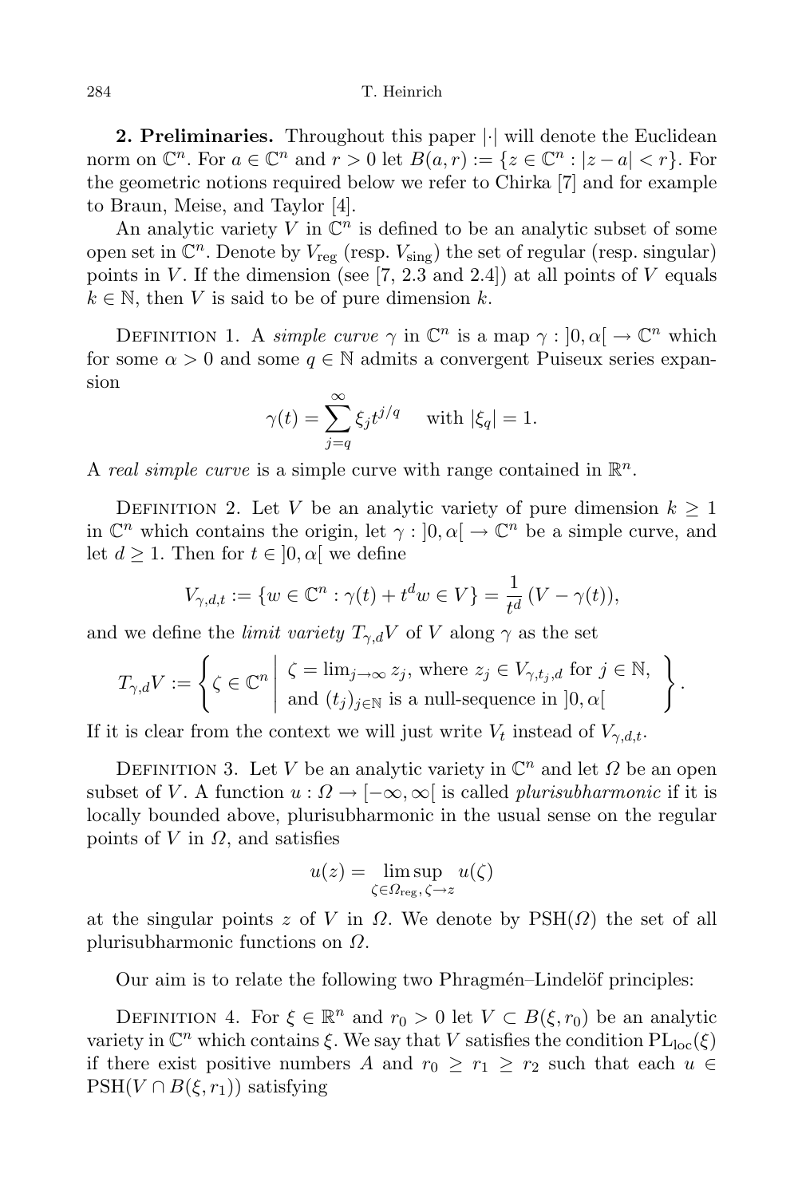**2. Preliminaries.** Throughout this paper $|\cdot|$ will denote the Euclidean norm on $\mathbb{C}^n$. For $a \in \mathbb{C}^n$ and $r > 0$ let $B(a,r) := \{z \in \mathbb{C}^n : |z-a| < r\}$. For the geometric notions required below we refer to Chirka [7] and for example to Braun, Meise, and Taylor [4].

An analytic variety $V$ in $\mathbb{C}^n$ is defined to be an analytic subset of some open set in $\mathbb{C}^n$. Denote by $V_{\text{reg}}$ (resp. $V_{\text{sing}}$) the set of regular (resp. singular) points in $V$. If the dimension (see [7, 2.3 and 2.4]) at all points of $V$ equals $k \in \mathbb{N}$, then $V$ is said to be of pure dimension $k$.

Definition 1. A *simple curve* $\gamma$ in $\mathbb{C}^n$ is a map $\gamma : ]0,\alpha[ \to \mathbb{C}^n$ which for some $\alpha > 0$ and some $q \in \mathbb{N}$ admits a convergent Puiseux series expansion

$$\gamma(t) = \sum_{j=q}^{\infty} \xi_j t^{j/q} \quad \text{with } |\xi_q| = 1.$$

A *real simple curve* is a simple curve with range contained in $\mathbb{R}^n$.

Definition 2. Let $V$ be an analytic variety of pure dimension $k \geq 1$ in $\mathbb{C}^n$ which contains the origin, let $\gamma : ]0,\alpha[ \to \mathbb{C}^n$ be a simple curve, and let $d \geq 1$. Then for $t \in ]0,\alpha[$ we define

$$V_{\gamma,d,t} := \{w \in \mathbb{C}^n : \gamma(t) + t^d w \in V\} = \frac{1}{t^d}\,(V - \gamma(t)),$$

and we define the *limit variety* $T_{\gamma,d}V$ of $V$ along $\gamma$ as the set

$$T_{\gamma,d}V := \left\{ \zeta \in \mathbb{C}^n \;\middle|\; \begin{array}{l} \zeta = \lim_{j\to\infty} z_j, \text{ where } z_j \in V_{\gamma,t_j,d} \text{ for } j \in \mathbb{N}, \\ \text{and } (t_j)_{j\in\mathbb{N}} \text{ is a null-sequence in } ]0,\alpha[ \end{array} \right\}.$$

If it is clear from the context we will just write $V_t$ instead of $V_{\gamma,d,t}$.

Definition 3. Let $V$ be an analytic variety in $\mathbb{C}^n$ and let $\Omega$ be an open subset of $V$. A function $u : \Omega \to [-\infty,\infty[$ is called *plurisubharmonic* if it is locally bounded above, plurisubharmonic in the usual sense on the regular points of $V$ in $\Omega$, and satisfies

$$u(z) = \limsup_{\zeta\in\Omega_{\text{reg}},\, \zeta\to z} u(\zeta)$$

at the singular points $z$ of $V$ in $\Omega$. We denote by $\text{PSH}(\Omega)$ the set of all plurisubharmonic functions on $\Omega$.

Our aim is to relate the following two Phragmén–Lindelöf principles:

Definition 4. For $\xi \in \mathbb{R}^n$ and $r_0 > 0$ let $V \subset B(\xi, r_0)$ be an analytic variety in $\mathbb{C}^n$ which contains $\xi$. We say that $V$ satisfies the condition $\text{PL}_{\text{loc}}(\xi)$ if there exist positive numbers $A$ and $r_0 \geq r_1 \geq r_2$ such that each $u \in \text{PSH}(V \cap B(\xi, r_1))$ satisfying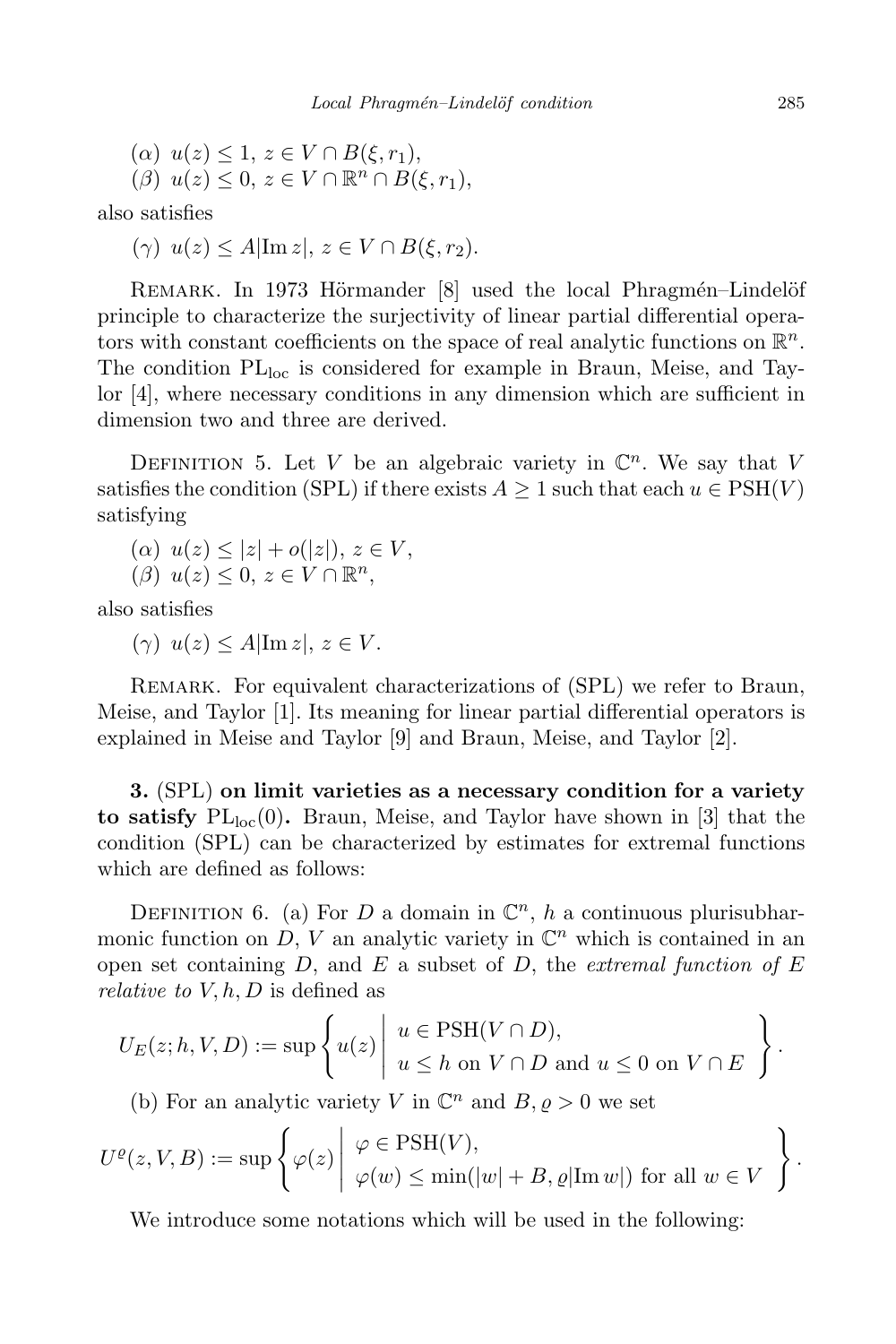($\alpha$) $u(z) \le 1$, $z \in V \cap B(\xi, r_1)$,
($\beta$) $u(z) \le 0$, $z \in V \cap \mathbb{R}^n \cap B(\xi, r_1)$,

also satisfies

($\gamma$) $u(z) \le A|\mathrm{Im}\, z|$, $z \in V \cap B(\xi, r_2)$.

Remark. In 1973 Hörmander [8] used the local Phragmén–Lindelöf principle to characterize the surjectivity of linear partial differential operators with constant coefficients on the space of real analytic functions on $\mathbb{R}^n$. The condition $\mathrm{PL}_{\mathrm{loc}}$ is considered for example in Braun, Meise, and Taylor [4], where necessary conditions in any dimension which are sufficient in dimension two and three are derived.

Definition 5. Let $V$ be an algebraic variety in $\mathbb{C}^n$. We say that $V$ satisfies the condition (SPL) if there exists $A \ge 1$ such that each $u \in \mathrm{PSH}(V)$ satisfying

($\alpha$) $u(z) \le |z| + o(|z|)$, $z \in V$,
($\beta$) $u(z) \le 0$, $z \in V \cap \mathbb{R}^n$,

also satisfies

($\gamma$) $u(z) \le A|\mathrm{Im}\, z|$, $z \in V$.

Remark. For equivalent characterizations of (SPL) we refer to Braun, Meise, and Taylor [1]. Its meaning for linear partial differential operators is explained in Meise and Taylor [9] and Braun, Meise, and Taylor [2].

**3.** (SPL) **on limit varieties as a necessary condition for a variety to satisfy** $\mathrm{PL}_{\mathrm{loc}}(0)$**.** Braun, Meise, and Taylor have shown in [3] that the condition (SPL) can be characterized by estimates for extremal functions which are defined as follows:

Definition 6. (a) For $D$ a domain in $\mathbb{C}^n$, $h$ a continuous plurisubharmonic function on $D$, $V$ an analytic variety in $\mathbb{C}^n$ which is contained in an open set containing $D$, and $E$ a subset of $D$, the *extremal function of $E$ relative to $V, h, D$* is defined as

$$U_E(z; h, V, D) := \sup \left\{ u(z) \;\middle|\; \begin{array}{l} u \in \mathrm{PSH}(V \cap D), \\ u \le h \text{ on } V \cap D \text{ and } u \le 0 \text{ on } V \cap E \end{array} \right\}.$$

(b) For an analytic variety $V$ in $\mathbb{C}^n$ and $B, \varrho > 0$ we set

$$U^{\varrho}(z, V, B) := \sup \left\{ \varphi(z) \;\middle|\; \begin{array}{l} \varphi \in \mathrm{PSH}(V), \\ \varphi(w) \le \min(|w| + B, \varrho|\mathrm{Im}\, w|) \text{ for all } w \in V \end{array} \right\}.$$

We introduce some notations which will be used in the following: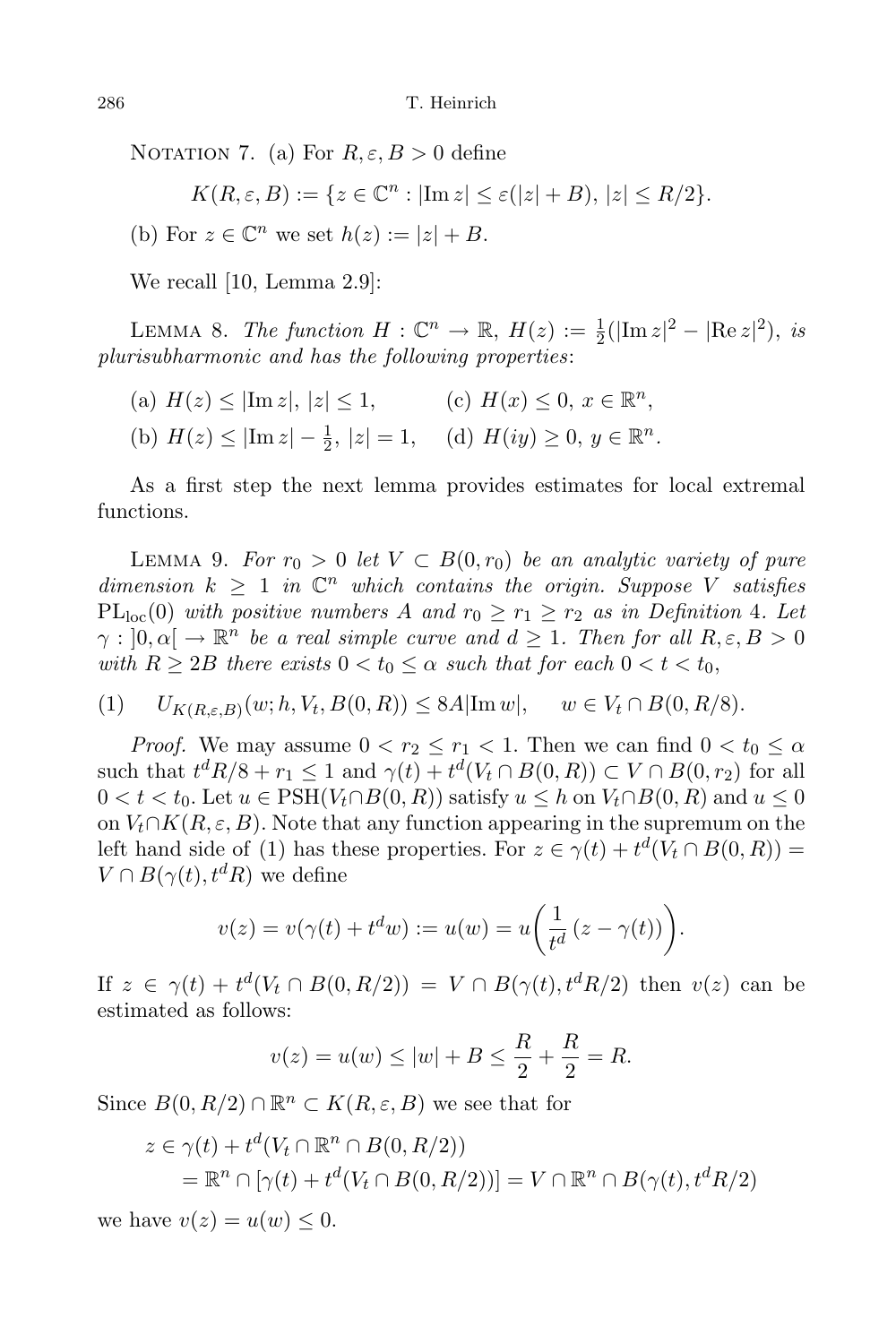Notation 7. (a) For $R, \varepsilon, B > 0$ define

$$K(R, \varepsilon, B) := \{z \in \mathbb{C}^n : |\mathrm{Im}\, z| \le \varepsilon(|z| + B),\ |z| \le R/2\}.$$

(b) For $z \in \mathbb{C}^n$ we set $h(z) := |z| + B$.

We recall [10, Lemma 2.9]:

Lemma 8. *The function* $H : \mathbb{C}^n \to \mathbb{R}$, $H(z) := \frac{1}{2}(|\mathrm{Im}\, z|^2 - |\mathrm{Re}\, z|^2)$, *is plurisubharmonic and has the following properties*:

(a) $H(z) \le |\mathrm{Im}\, z|$, $|z| \le 1$,

(b) $H(z) \le |\mathrm{Im}\, z| - \frac{1}{2}$, $|z| = 1$,

(c) $H(x) \le 0$, $x \in \mathbb{R}^n$,

(d) $H(iy) \ge 0$, $y \in \mathbb{R}^n$.

As a first step the next lemma provides estimates for local extremal functions.

Lemma 9. *For* $r_0 > 0$ *let* $V \subset B(0, r_0)$ *be an analytic variety of pure dimension* $k \ge 1$ *in* $\mathbb{C}^n$ *which contains the origin. Suppose* $V$ *satisfies* $\mathrm{PL}_{\mathrm{loc}}(0)$ *with positive numbers* $A$ *and* $r_0 \ge r_1 \ge r_2$ *as in Definition* 4. *Let* $\gamma : ]0, \alpha[ \to \mathbb{R}^n$ *be a real simple curve and* $d \ge 1$. *Then for all* $R, \varepsilon, B > 0$ *with* $R \ge 2B$ *there exists* $0 < t_0 \le \alpha$ *such that for each* $0 < t < t_0$,

$$U_{K(R,\varepsilon,B)}(w; h, V_t, B(0, R)) \le 8A|\mathrm{Im}\, w|, \qquad w \in V_t \cap B(0, R/8). \tag{1}$$

*Proof.* We may assume $0 < r_2 \le r_1 < 1$. Then we can find $0 < t_0 \le \alpha$ such that $t^d R/8 + r_1 \le 1$ and $\gamma(t) + t^d(V_t \cap B(0, R)) \subset V \cap B(0, r_2)$ for all $0 < t < t_0$. Let $u \in \mathrm{PSH}(V_t \cap B(0, R))$ satisfy $u \le h$ on $V_t \cap B(0, R)$ and $u \le 0$ on $V_t \cap K(R, \varepsilon, B)$. Note that any function appearing in the supremum on the left hand side of (1) has these properties. For $z \in \gamma(t) + t^d(V_t \cap B(0, R)) = V \cap B(\gamma(t), t^d R)$ we define

$$v(z) = v(\gamma(t) + t^d w) := u(w) = u\bigg(\frac{1}{t^d}\,(z - \gamma(t))\bigg).$$

If $z \in \gamma(t) + t^d(V_t \cap B(0, R/2)) = V \cap B(\gamma(t), t^d R/2)$ then $v(z)$ can be estimated as follows:

$$v(z) = u(w) \le |w| + B \le \frac{R}{2} + \frac{R}{2} = R.$$

Since $B(0, R/2) \cap \mathbb{R}^n \subset K(R, \varepsilon, B)$ we see that for

$$\begin{aligned} z &\in \gamma(t) + t^d(V_t \cap \mathbb{R}^n \cap B(0, R/2)) \\ &= \mathbb{R}^n \cap [\gamma(t) + t^d(V_t \cap B(0, R/2))] = V \cap \mathbb{R}^n \cap B(\gamma(t), t^d R/2) \end{aligned}$$

we have $v(z) = u(w) \le 0$.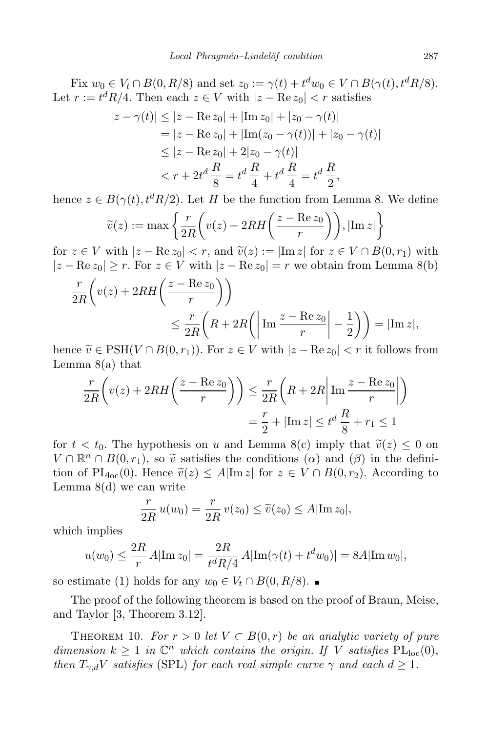Fix $w_0 \in V_t \cap B(0, R/8)$ and set $z_0 := \gamma(t) + t^d w_0 \in V \cap B(\gamma(t), t^d R/8)$. Let $r := t^d R/4$. Then each $z \in V$ with $|z - \operatorname{Re} z_0| < r$ satisfies

$$
\begin{aligned}
|z - \gamma(t)| &\le |z - \operatorname{Re} z_0| + |\operatorname{Im} z_0| + |z_0 - \gamma(t)| \\
&= |z - \operatorname{Re} z_0| + |\operatorname{Im}(z_0 - \gamma(t))| + |z_0 - \gamma(t)| \\
&\le |z - \operatorname{Re} z_0| + 2|z_0 - \gamma(t)| \\
&< r + 2t^d \frac{R}{8} = t^d \frac{R}{4} + t^d \frac{R}{4} = t^d \frac{R}{2},
\end{aligned}
$$

hence $z \in B(\gamma(t), t^d R/2)$. Let $H$ be the function from Lemma 8. We define

$$
\widetilde{v}(z) := \max\left\{ \frac{r}{2R}\left( v(z) + 2RH\left( \frac{z - \operatorname{Re} z_0}{r} \right) \right), |\operatorname{Im} z| \right\}
$$

for $z \in V$ with $|z - \operatorname{Re} z_0| < r$, and $\widetilde{v}(z) := |\operatorname{Im} z|$ for $z \in V \cap B(0, r_1)$ with $|z - \operatorname{Re} z_0| \ge r$. For $z \in V$ with $|z - \operatorname{Re} z_0| = r$ we obtain from Lemma 8(b)

$$
\begin{aligned}
\frac{r}{2R}&\left( v(z) + 2RH\left( \frac{z - \operatorname{Re} z_0}{r} \right) \right) \\
&\le \frac{r}{2R}\left( R + 2R\left( \left| \operatorname{Im} \frac{z - \operatorname{Re} z_0}{r} \right| - \frac{1}{2} \right) \right) = |\operatorname{Im} z|,
\end{aligned}
$$

hence $\widetilde{v} \in \operatorname{PSH}(V \cap B(0, r_1))$. For $z \in V$ with $|z - \operatorname{Re} z_0| < r$ it follows from Lemma 8(a) that

$$
\begin{aligned}
\frac{r}{2R}\left( v(z) + 2RH\left( \frac{z - \operatorname{Re} z_0}{r} \right) \right) &\le \frac{r}{2R}\left( R + 2R\left| \operatorname{Im} \frac{z - \operatorname{Re} z_0}{r} \right| \right) \\
&= \frac{r}{2} + |\operatorname{Im} z| \le t^d \frac{R}{8} + r_1 \le 1
\end{aligned}
$$

for $t < t_0$. The hypothesis on $u$ and Lemma 8(c) imply that $\widetilde{v}(z) \le 0$ on $V \cap \mathbb{R}^n \cap B(0, r_1)$, so $\widetilde{v}$ satisfies the conditions ($\alpha$) and ($\beta$) in the definition of $\mathrm{PL}_{\mathrm{loc}}(0)$. Hence $\widetilde{v}(z) \le A|\operatorname{Im} z|$ for $z \in V \cap B(0, r_2)$. According to Lemma 8(d) we can write

$$
\frac{r}{2R}\, u(w_0) = \frac{r}{2R}\, v(z_0) \le \widetilde{v}(z_0) \le A|\operatorname{Im} z_0|,
$$

which implies

$$
u(w_0) \le \frac{2R}{r}\, A|\operatorname{Im} z_0| = \frac{2R}{t^d R/4}\, A|\operatorname{Im}(\gamma(t) + t^d w_0)| = 8A|\operatorname{Im} w_0|,
$$

so estimate (1) holds for any $w_0 \in V_t \cap B(0, R/8)$. ∎

The proof of the following theorem is based on the proof of Braun, Meise, and Taylor [3, Theorem 3.12].

Theorem 10. *For $r > 0$ let $V \subset B(0, r)$ be an analytic variety of pure dimension $k \ge 1$ in $\mathbb{C}^n$ which contains the origin. If $V$ satisfies $\mathrm{PL}_{\mathrm{loc}}(0)$, then $T_{\gamma,d} V$ satisfies* (SPL) *for each real simple curve $\gamma$ and each $d \ge 1$.*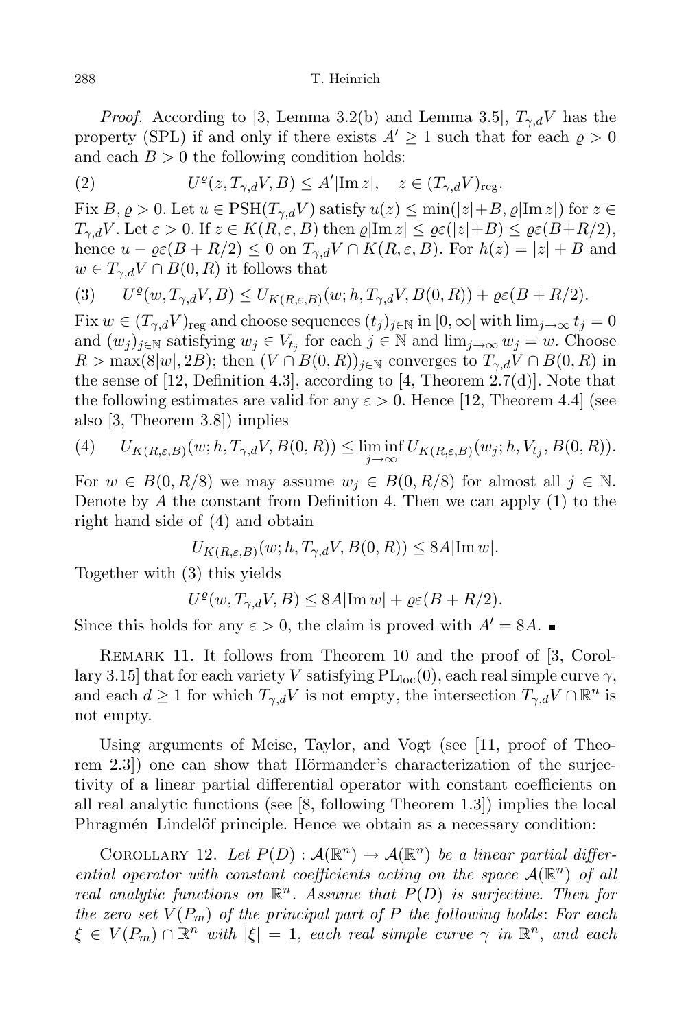*Proof.* According to [3, Lemma 3.2(b) and Lemma 3.5], $T_{\gamma,d}V$ has the property (SPL) if and only if there exists $A' \geq 1$ such that for each $\varrho > 0$ and each $B > 0$ the following condition holds:

$$U^{\varrho}(z, T_{\gamma,d}V, B) \leq A'|\mathrm{Im}\, z|, \quad z \in (T_{\gamma,d}V)_{\mathrm{reg}}. \tag{2}$$

Fix $B, \varrho > 0$. Let $u \in \mathrm{PSH}(T_{\gamma,d}V)$ satisfy $u(z) \leq \min(|z|+B, \varrho|\mathrm{Im}\, z|)$ for $z \in T_{\gamma,d}V$. Let $\varepsilon > 0$. If $z \in K(R,\varepsilon,B)$ then $\varrho|\mathrm{Im}\, z| \leq \varrho\varepsilon(|z|+B) \leq \varrho\varepsilon(B+R/2)$, hence $u - \varrho\varepsilon(B+R/2) \leq 0$ on $T_{\gamma,d}V \cap K(R,\varepsilon,B)$. For $h(z) = |z| + B$ and $w \in T_{\gamma,d}V \cap B(0,R)$ it follows that

$$U^{\varrho}(w, T_{\gamma,d}V, B) \leq U_{K(R,\varepsilon,B)}(w; h, T_{\gamma,d}V, B(0,R)) + \varrho\varepsilon(B+R/2). \tag{3}$$

Fix $w \in (T_{\gamma,d}V)_{\mathrm{reg}}$ and choose sequences $(t_j)_{j\in\mathbb{N}}$ in $[0,\infty[$ with $\lim_{j\to\infty} t_j = 0$ and $(w_j)_{j\in\mathbb{N}}$ satisfying $w_j \in V_{t_j}$ for each $j \in \mathbb{N}$ and $\lim_{j\to\infty} w_j = w$. Choose $R > \max(8|w|, 2B)$; then $(V \cap B(0,R))_{j\in\mathbb{N}}$ converges to $T_{\gamma,d}V \cap B(0,R)$ in the sense of [12, Definition 4.3], according to [4, Theorem 2.7(d)]. Note that the following estimates are valid for any $\varepsilon > 0$. Hence [12, Theorem 4.4] (see also [3, Theorem 3.8]) implies

$$U_{K(R,\varepsilon,B)}(w; h, T_{\gamma,d}V, B(0,R)) \leq \liminf_{j\to\infty} U_{K(R,\varepsilon,B)}(w_j; h, V_{t_j}, B(0,R)). \tag{4}$$

For $w \in B(0,R/8)$ we may assume $w_j \in B(0,R/8)$ for almost all $j \in \mathbb{N}$. Denote by $A$ the constant from Definition 4. Then we can apply (1) to the right hand side of (4) and obtain

$$U_{K(R,\varepsilon,B)}(w; h, T_{\gamma,d}V, B(0,R)) \leq 8A|\mathrm{Im}\, w|.$$

Together with (3) this yields

$$U^{\varrho}(w, T_{\gamma,d}V, B) \leq 8A|\mathrm{Im}\, w| + \varrho\varepsilon(B+R/2).$$

Since this holds for any $\varepsilon > 0$, the claim is proved with $A' = 8A$. ∎

Remark 11. It follows from Theorem 10 and the proof of [3, Corollary 3.15] that for each variety $V$ satisfying $\mathrm{PL}_{\mathrm{loc}}(0)$, each real simple curve $\gamma$, and each $d \geq 1$ for which $T_{\gamma,d}V$ is not empty, the intersection $T_{\gamma,d}V \cap \mathbb{R}^n$ is not empty.

Using arguments of Meise, Taylor, and Vogt (see [11, proof of Theorem 2.3]) one can show that Hörmander's characterization of the surjectivity of a linear partial differential operator with constant coefficients on all real analytic functions (see [8, following Theorem 1.3]) implies the local Phragmén–Lindelöf principle. Hence we obtain as a necessary condition:

Corollary 12. *Let $P(D) : \mathcal{A}(\mathbb{R}^n) \to \mathcal{A}(\mathbb{R}^n)$ be a linear partial differential operator with constant coefficients acting on the space $\mathcal{A}(\mathbb{R}^n)$ of all real analytic functions on $\mathbb{R}^n$. Assume that $P(D)$ is surjective. Then for the zero set $V(P_m)$ of the principal part of $P$ the following holds: For each $\xi \in V(P_m) \cap \mathbb{R}^n$ with $|\xi| = 1$, each real simple curve $\gamma$ in $\mathbb{R}^n$, and each*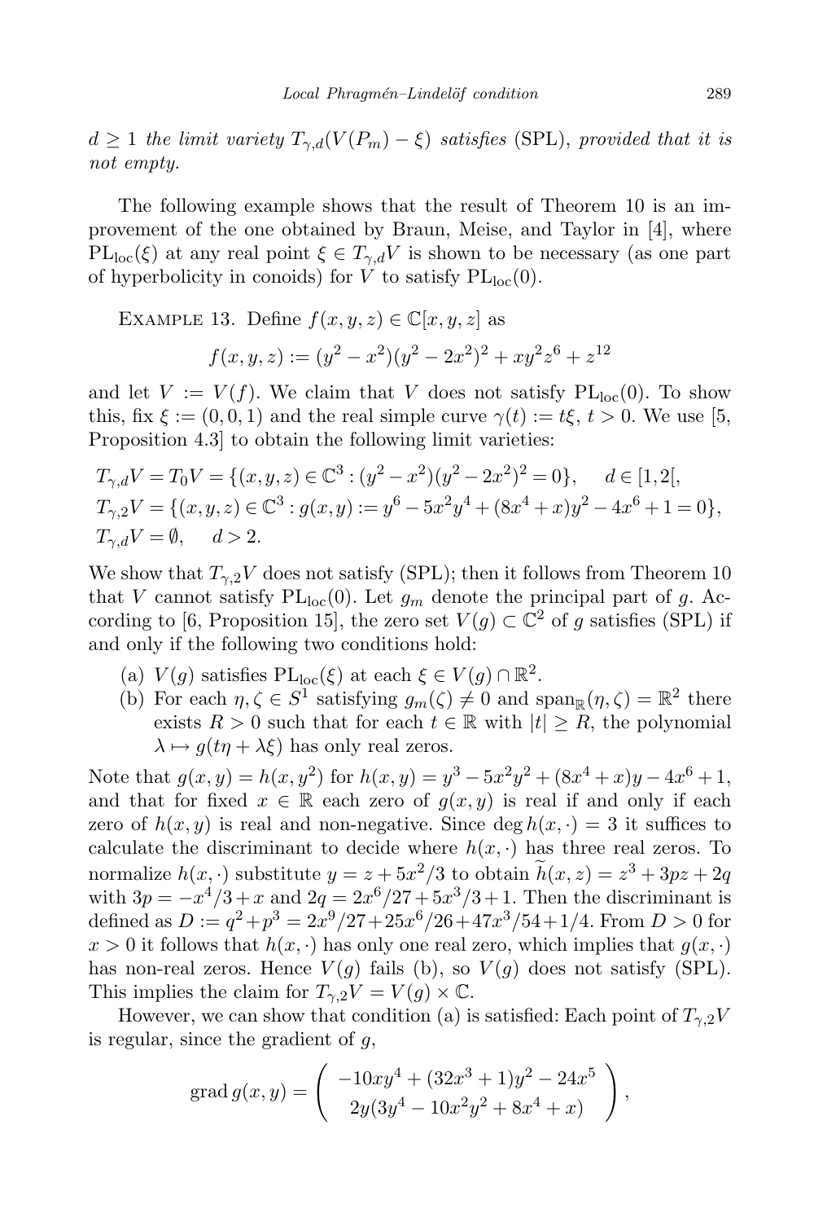$d \geq 1$ *the limit variety* $T_{\gamma,d}(V(P_m) - \xi)$ *satisfies* (SPL), *provided that it is not empty.*

The following example shows that the result of Theorem 10 is an improvement of the one obtained by Braun, Meise, and Taylor in [4], where $\mathrm{PL}_{\mathrm{loc}}(\xi)$ at any real point $\xi \in T_{\gamma,d}V$ is shown to be necessary (as one part of hyperbolicity in conoids) for $V$ to satisfy $\mathrm{PL}_{\mathrm{loc}}(0)$.

Example 13. Define $f(x, y, z) \in \mathbb{C}[x, y, z]$ as

$$f(x, y, z) := (y^2 - x^2)(y^2 - 2x^2)^2 + xy^2z^6 + z^{12}$$

and let $V := V(f)$. We claim that $V$ does not satisfy $\mathrm{PL}_{\mathrm{loc}}(0)$. To show this, fix $\xi := (0, 0, 1)$ and the real simple curve $\gamma(t) := t\xi$, $t > 0$. We use [5, Proposition 4.3] to obtain the following limit varieties:

$$\begin{aligned}
&T_{\gamma,d}V = T_0V = \{(x, y, z) \in \mathbb{C}^3 : (y^2 - x^2)(y^2 - 2x^2)^2 = 0\}, \quad d \in [1, 2[,\\
&T_{\gamma,2}V = \{(x, y, z) \in \mathbb{C}^3 : g(x, y) := y^6 - 5x^2y^4 + (8x^4 + x)y^2 - 4x^6 + 1 = 0\},\\
&T_{\gamma,d}V = \emptyset, \quad d > 2.
\end{aligned}$$

We show that $T_{\gamma,2}V$ does not satisfy (SPL); then it follows from Theorem 10 that $V$ cannot satisfy $\mathrm{PL}_{\mathrm{loc}}(0)$. Let $g_m$ denote the principal part of $g$. According to [6, Proposition 15], the zero set $V(g) \subset \mathbb{C}^2$ of $g$ satisfies (SPL) if and only if the following two conditions hold:

(a) $V(g)$ satisfies $\mathrm{PL}_{\mathrm{loc}}(\xi)$ at each $\xi \in V(g) \cap \mathbb{R}^2$.

(b) For each $\eta, \zeta \in S^1$ satisfying $g_m(\zeta) \neq 0$ and $\mathrm{span}_{\mathbb{R}}(\eta, \zeta) = \mathbb{R}^2$ there exists $R > 0$ such that for each $t \in \mathbb{R}$ with $|t| \geq R$, the polynomial $\lambda \mapsto g(t\eta + \lambda\xi)$ has only real zeros.

Note that $g(x, y) = h(x, y^2)$ for $h(x, y) = y^3 - 5x^2y^2 + (8x^4 + x)y - 4x^6 + 1$, and that for fixed $x \in \mathbb{R}$ each zero of $g(x, y)$ is real if and only if each zero of $h(x, y)$ is real and non-negative. Since $\deg h(x, \cdot) = 3$ it suffices to calculate the discriminant to decide where $h(x, \cdot)$ has three real zeros. To normalize $h(x, \cdot)$ substitute $y = z + 5x^2/3$ to obtain $\widetilde{h}(x, z) = z^3 + 3pz + 2q$ with $3p = -x^4/3 + x$ and $2q = 2x^6/27 + 5x^3/3 + 1$. Then the discriminant is defined as $D := q^2 + p^3 = 2x^9/27 + 25x^6/26 + 47x^3/54 + 1/4$. From $D > 0$ for $x > 0$ it follows that $h(x, \cdot)$ has only one real zero, which implies that $g(x, \cdot)$ has non-real zeros. Hence $V(g)$ fails (b), so $V(g)$ does not satisfy (SPL). This implies the claim for $T_{\gamma,2}V = V(g) \times \mathbb{C}$.

However, we can show that condition (a) is satisfied: Each point of $T_{\gamma,2}V$ is regular, since the gradient of $g$,

$$\mathrm{grad}\, g(x, y) = \begin{pmatrix} -10xy^4 + (32x^3 + 1)y^2 - 24x^5 \\ 2y(3y^4 - 10x^2y^2 + 8x^4 + x) \end{pmatrix},$$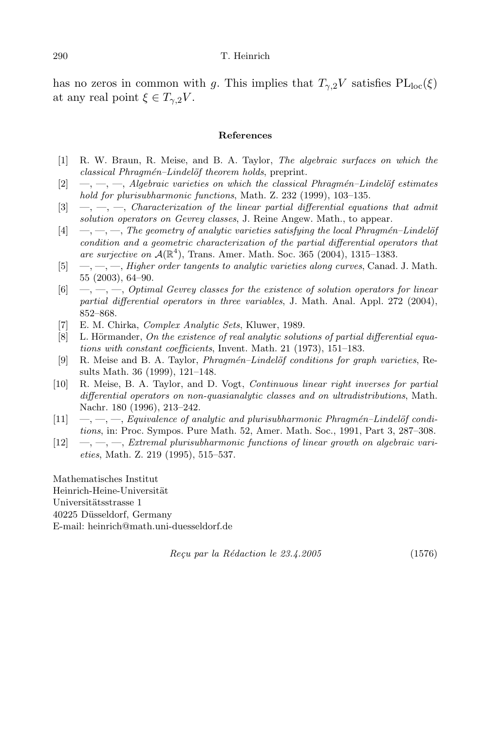has no zeros in common with $g$. This implies that $T_{\gamma,2}V$ satisfies $\mathrm{PL}_{\mathrm{loc}}(\xi)$ at any real point $\xi \in T_{\gamma,2}V$.

## References

[1] R. W. Braun, R. Meise, and B. A. Taylor, *The algebraic surfaces on which the classical Phragmén–Lindelöf theorem holds*, preprint.

[2] —, —, —, *Algebraic varieties on which the classical Phragmén–Lindelöf estimates hold for plurisubharmonic functions*, Math. Z. 232 (1999), 103–135.

[3] —, —, —, *Characterization of the linear partial differential equations that admit solution operators on Gevrey classes*, J. Reine Angew. Math., to appear.

[4] —, —, —, *The geometry of analytic varieties satisfying the local Phragmén–Lindelöf condition and a geometric characterization of the partial differential operators that are surjective on* $\mathcal{A}(\mathbb{R}^4)$, Trans. Amer. Math. Soc. 365 (2004), 1315–1383.

[5] —, —, —, *Higher order tangents to analytic varieties along curves*, Canad. J. Math. 55 (2003), 64–90.

[6] —, —, —, *Optimal Gevrey classes for the existence of solution operators for linear partial differential operators in three variables*, J. Math. Anal. Appl. 272 (2004), 852–868.

[7] E. M. Chirka, *Complex Analytic Sets*, Kluwer, 1989.

[8] L. Hörmander, *On the existence of real analytic solutions of partial differential equations with constant coefficients*, Invent. Math. 21 (1973), 151–183.

[9] R. Meise and B. A. Taylor, *Phragmén–Lindelöf conditions for graph varieties*, Results Math. 36 (1999), 121–148.

[10] R. Meise, B. A. Taylor, and D. Vogt, *Continuous linear right inverses for partial differential operators on non-quasianalytic classes and on ultradistributions*, Math. Nachr. 180 (1996), 213–242.

[11] —, —, —, *Equivalence of analytic and plurisubharmonic Phragmén–Lindelöf conditions*, in: Proc. Sympos. Pure Math. 52, Amer. Math. Soc., 1991, Part 3, 287–308.

[12] —, —, —, *Extremal plurisubharmonic functions of linear growth on algebraic varieties*, Math. Z. 219 (1995), 515–537.

Mathematisches Institut
Heinrich-Heine-Universität
Universitätsstrasse 1
40225 Düsseldorf, Germany
E-mail: heinrich@math.uni-duesseldorf.de

*Reçu par la Rédaction le 23.4.2005* (1576)